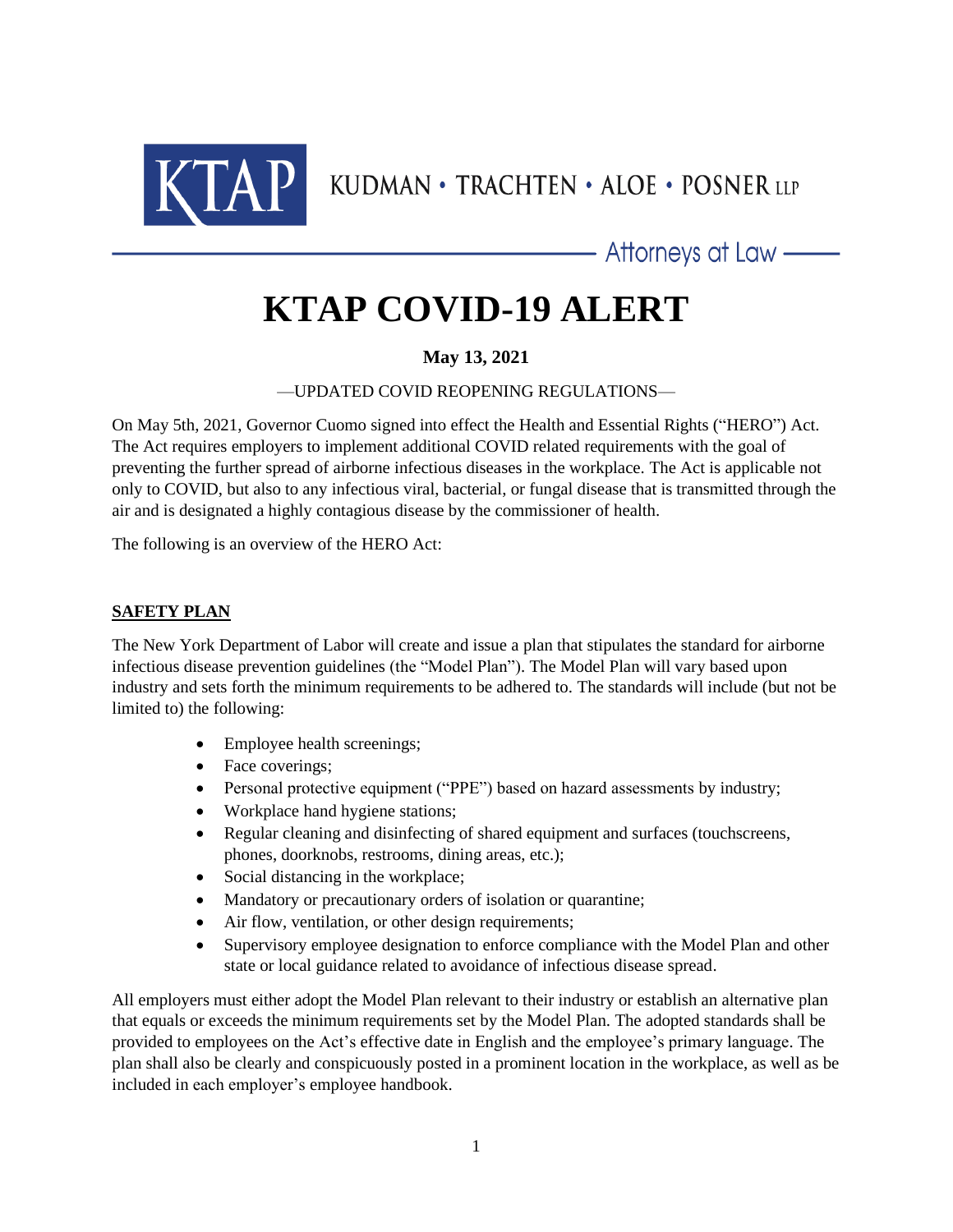KTAP KUDMAN • TRACHTEN • ALOE • POSNER LLP

Attorneys at Law

# KTAP COVID-19 ALERT

**May 13, 2021**

—UPDATED COVID REOPENING REGULATIONS—

On May 5th, 2021, Governor Cuomo signed into effect the Health and Essential Rights ("HERO") Act. The Act requires employers to implement additional COVID related requirements with the goal of preventing the further spread of airborne infectious diseases in the workplace. The Act is applicable not only to COVID, but also to any infectious viral, bacterial, or fungal disease that is transmitted through the air and is designated a highly contagious disease by the commissioner of health.

The following is an overview of the HERO Act:

## SAFETY PLAN

The New York Department of Labor will create and issue a plan that stipulates the standard for airborne infectious disease prevention guidelines (the "Model Plan"). The Model Plan will vary based upon industry and sets forth the minimum requirements to be adhered to. The standards will include (but not be limited to) the following:

- Employee health screenings;
- Face coverings;
- Personal protective equipment ("PPE") based on hazard assessments by industry;
- Workplace hand hygiene stations;
- Regular cleaning and disinfecting of shared equipment and surfaces (touchscreens, phones, doorknobs, restrooms, dining areas, etc.);
- Social distancing in the workplace;
- Mandatory or precautionary orders of isolation or quarantine;
- Air flow, ventilation, or other design requirements;
- Supervisory employee designation to enforce compliance with the Model Plan and other state or local guidance related to avoidance of infectious disease spread.

All employers must either adopt the Model Plan relevant to their industry or establish an alternative plan that equals or exceeds the minimum requirements set by the Model Plan. The adopted standards shall be provided to employees on the Act's effective date in English and the employee's primary language. The plan shall also be clearly and conspicuously posted in a prominent location in the workplace, as well as be included in each employer's employee handbook.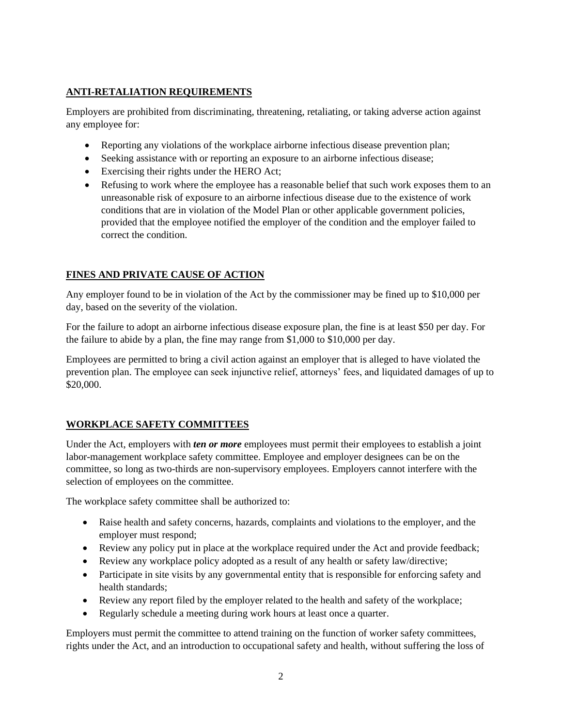## ANTI-RETALIATION REQUIREMENTS

Employers are prohibited from discriminating, threatening, retaliating, or taking adverse action against any employee for:

- Reporting any violations of the workplace airborne infectious disease prevention plan;
- Seeking assistance with or reporting an exposure to an airborne infectious disease;
- Exercising their rights under the HERO Act;
- Refusing to work where the employee has a reasonable belief that such work exposes them to an unreasonable risk of exposure to an airborne infectious disease due to the existence of work conditions that are in violation of the Model Plan or other applicable government policies, provided that the employee notified the employer of the condition and the employer failed to correct the condition.

## FINES AND PRIVATE CAUSE OF ACTION

Any employer found to be in violation of the Act by the commissioner may be fined up to $10,000 per day, based on the severity of the violation.

For the failure to adopt an airborne infectious disease exposure plan, the fine is at least $50 per day. For the failure to abide by a plan, the fine may range from $1,000 to $10,000 per day.

Employees are permitted to bring a civil action against an employer that is alleged to have violated the prevention plan. The employee can seek injunctive relief, attorneys' fees, and liquidated damages of up to $20,000.

## WORKPLACE SAFETY COMMITTEES

Under the Act, employers with ***ten or more*** employees must permit their employees to establish a joint labor-management workplace safety committee. Employee and employer designees can be on the committee, so long as two-thirds are non-supervisory employees. Employers cannot interfere with the selection of employees on the committee.

The workplace safety committee shall be authorized to:

- Raise health and safety concerns, hazards, complaints and violations to the employer, and the employer must respond;
- Review any policy put in place at the workplace required under the Act and provide feedback;
- Review any workplace policy adopted as a result of any health or safety law/directive;
- Participate in site visits by any governmental entity that is responsible for enforcing safety and health standards;
- Review any report filed by the employer related to the health and safety of the workplace;
- Regularly schedule a meeting during work hours at least once a quarter.

Employers must permit the committee to attend training on the function of worker safety committees, rights under the Act, and an introduction to occupational safety and health, without suffering the loss of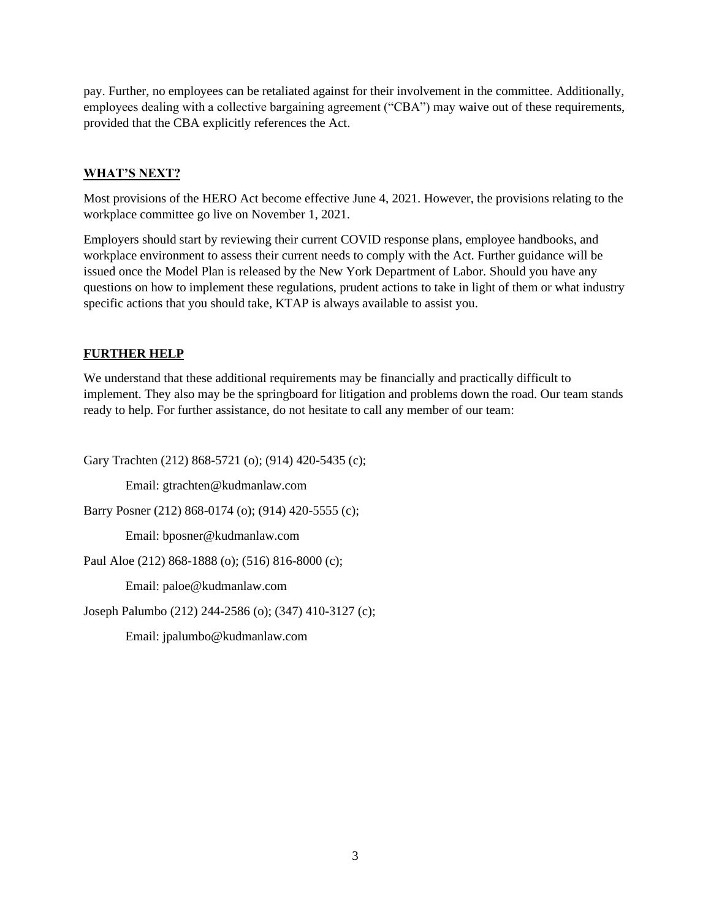pay. Further, no employees can be retaliated against for their involvement in the committee. Additionally, employees dealing with a collective bargaining agreement ("CBA") may waive out of these requirements, provided that the CBA explicitly references the Act.

## WHAT'S NEXT?

Most provisions of the HERO Act become effective June 4, 2021. However, the provisions relating to the workplace committee go live on November 1, 2021.

Employers should start by reviewing their current COVID response plans, employee handbooks, and workplace environment to assess their current needs to comply with the Act. Further guidance will be issued once the Model Plan is released by the New York Department of Labor. Should you have any questions on how to implement these regulations, prudent actions to take in light of them or what industry specific actions that you should take, KTAP is always available to assist you.

## FURTHER HELP

We understand that these additional requirements may be financially and practically difficult to implement. They also may be the springboard for litigation and problems down the road. Our team stands ready to help. For further assistance, do not hesitate to call any member of our team:

Gary Trachten (212) 868-5721 (o); (914) 420-5435 (c);

Email: gtrachten@kudmanlaw.com

Barry Posner (212) 868-0174 (o); (914) 420-5555 (c);

Email: bposner@kudmanlaw.com

Paul Aloe (212) 868-1888 (o); (516) 816-8000 (c);

Email: paloe@kudmanlaw.com

Joseph Palumbo (212) 244-2586 (o); (347) 410-3127 (c);

Email: jpalumbo@kudmanlaw.com